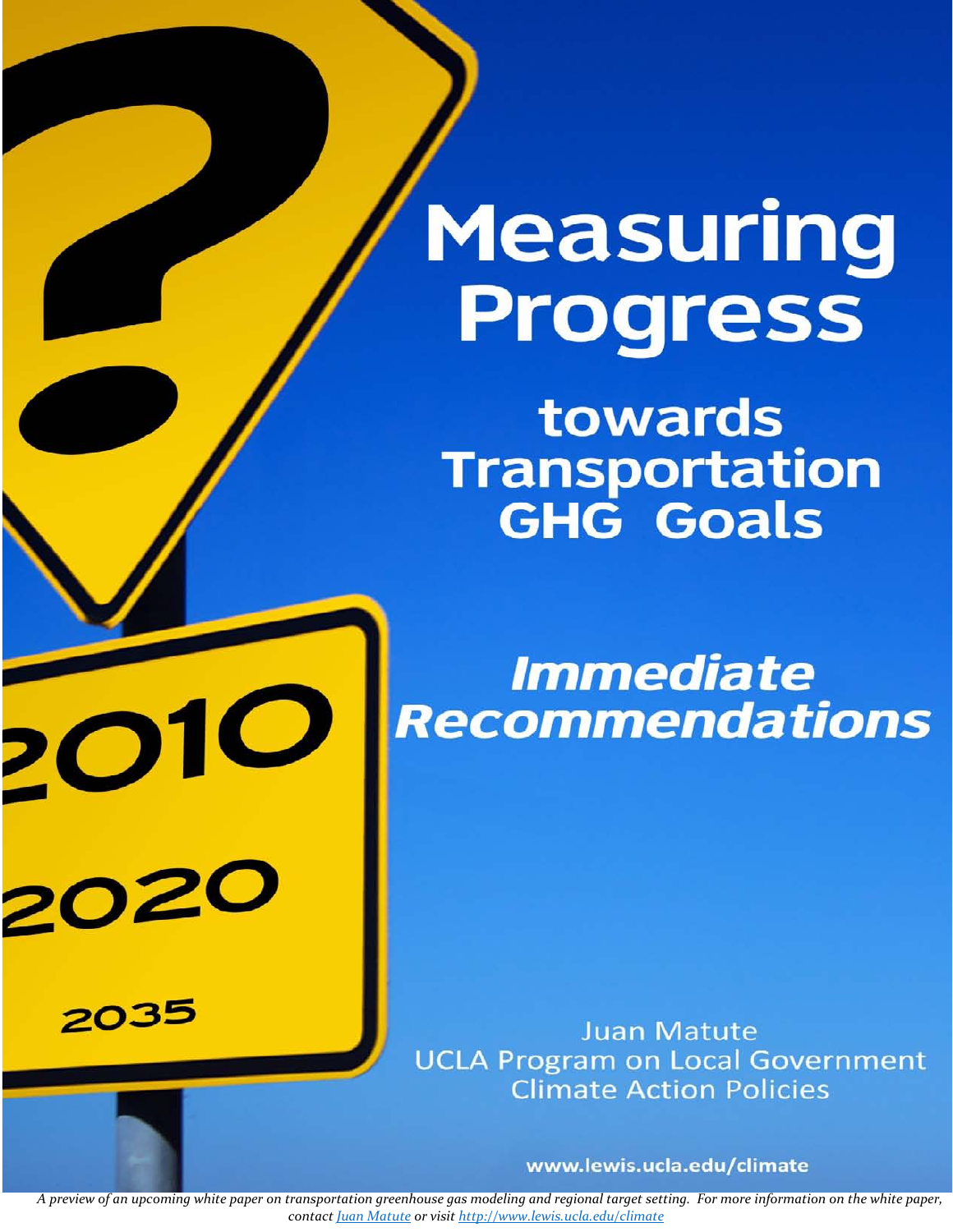# Measuring Progress

## towards Transportation GHG Goals

## *Immediate Recommendations*

Juan Matute
UCLA Program on Local Government Climate Action Policies

www.lewis.ucla.edu/climate

*A preview of an upcoming white paper on transportation greenhouse gas modeling and regional target setting. For more information on the white paper, contact Juan Matute or visit http://www.lewis.ucla.edu/climate*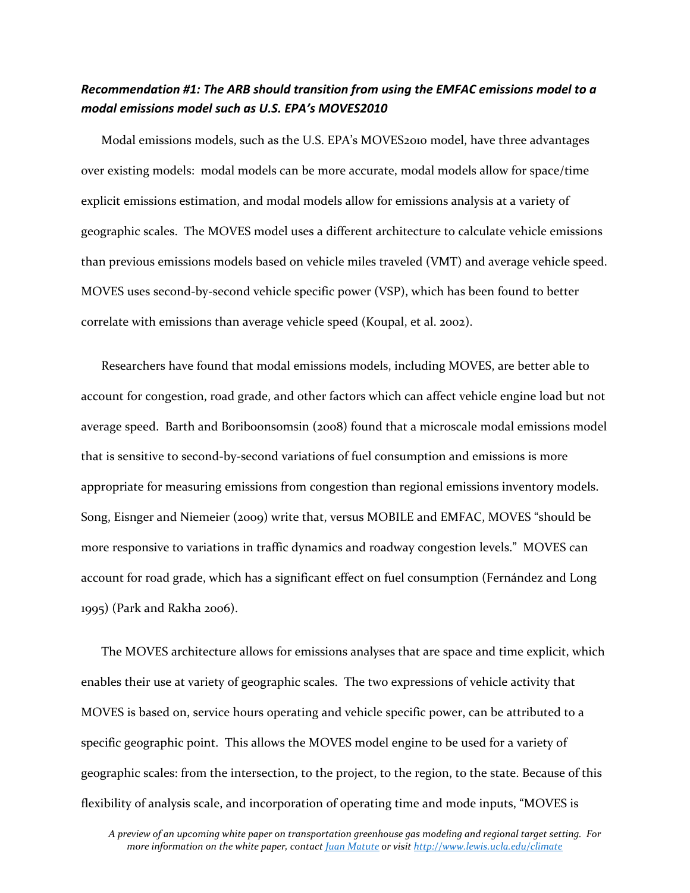### *Recommendation #1: The ARB should transition from using the EMFAC emissions model to a modal emissions model such as U.S. EPA's MOVES2010*

Modal emissions models, such as the U.S. EPA's MOVES2010 model, have three advantages over existing models: modal models can be more accurate, modal models allow for space/time explicit emissions estimation, and modal models allow for emissions analysis at a variety of geographic scales. The MOVES model uses a different architecture to calculate vehicle emissions than previous emissions models based on vehicle miles traveled (VMT) and average vehicle speed. MOVES uses second-by-second vehicle specific power (VSP), which has been found to better correlate with emissions than average vehicle speed (Koupal, et al. 2002).

Researchers have found that modal emissions models, including MOVES, are better able to account for congestion, road grade, and other factors which can affect vehicle engine load but not average speed. Barth and Boriboonsomsin (2008) found that a microscale modal emissions model that is sensitive to second-by-second variations of fuel consumption and emissions is more appropriate for measuring emissions from congestion than regional emissions inventory models. Song, Eisnger and Niemeier (2009) write that, versus MOBILE and EMFAC, MOVES "should be more responsive to variations in traffic dynamics and roadway congestion levels." MOVES can account for road grade, which has a significant effect on fuel consumption (Fernández and Long 1995) (Park and Rakha 2006).

The MOVES architecture allows for emissions analyses that are space and time explicit, which enables their use at variety of geographic scales. The two expressions of vehicle activity that MOVES is based on, service hours operating and vehicle specific power, can be attributed to a specific geographic point. This allows the MOVES model engine to be used for a variety of geographic scales: from the intersection, to the project, to the region, to the state. Because of this flexibility of analysis scale, and incorporation of operating time and mode inputs, "MOVES is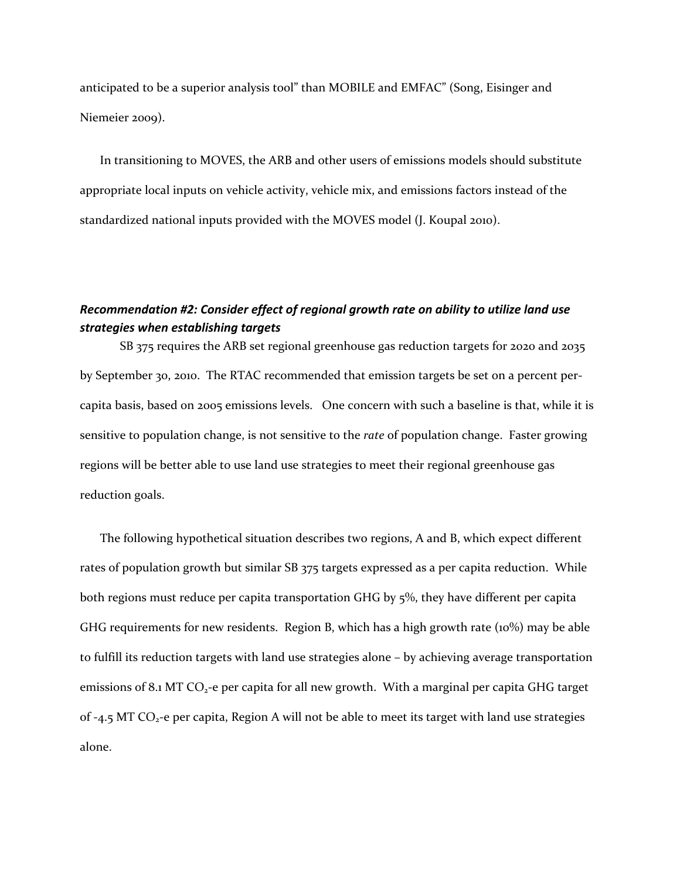anticipated to be a superior analysis tool" than MOBILE and EMFAC" (Song, Eisinger and Niemeier 2009).

In transitioning to MOVES, the ARB and other users of emissions models should substitute appropriate local inputs on vehicle activity, vehicle mix, and emissions factors instead of the standardized national inputs provided with the MOVES model (J. Koupal 2010).

### *Recommendation #2: Consider effect of regional growth rate on ability to utilize land use strategies when establishing targets*

SB 375 requires the ARB set regional greenhouse gas reduction targets for 2020 and 2035 by September 30, 2010. The RTAC recommended that emission targets be set on a percent per-capita basis, based on 2005 emissions levels. One concern with such a baseline is that, while it is sensitive to population change, is not sensitive to the *rate* of population change. Faster growing regions will be better able to use land use strategies to meet their regional greenhouse gas reduction goals.

The following hypothetical situation describes two regions, A and B, which expect different rates of population growth but similar SB 375 targets expressed as a per capita reduction. While both regions must reduce per capita transportation GHG by 5%, they have different per capita GHG requirements for new residents. Region B, which has a high growth rate (10%) may be able to fulfill its reduction targets with land use strategies alone – by achieving average transportation emissions of 8.1 MT $CO_2$-e per capita for all new growth. With a marginal per capita GHG target of -4.5 MT $CO_2$-e per capita, Region A will not be able to meet its target with land use strategies alone.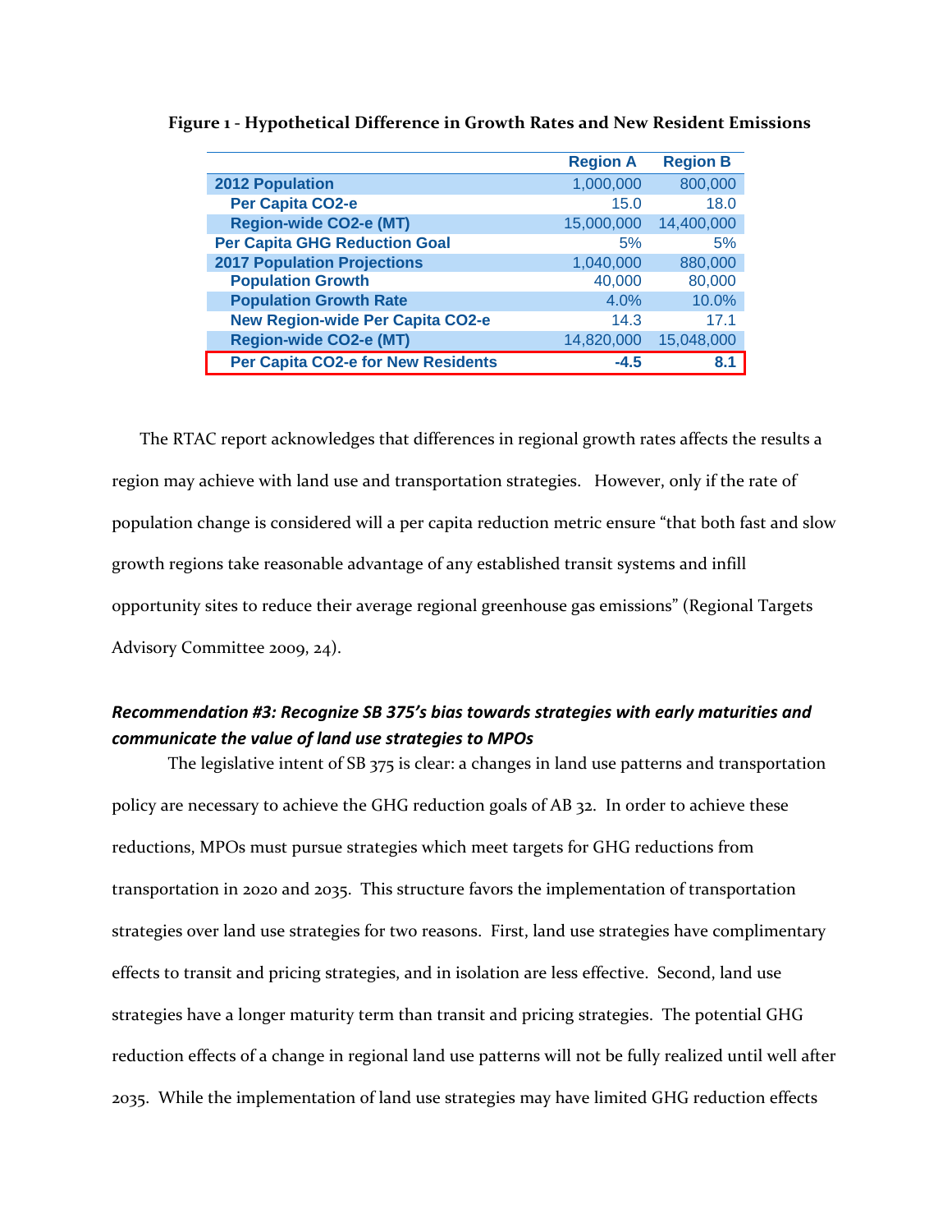**Figure 1 - Hypothetical Difference in Growth Rates and New Resident Emissions**

| | Region A | Region B |
|---|---|---|
| 2012 Population | 1,000,000 | 800,000 |
| Per Capita CO2-e | 15.0 | 18.0 |
| Region-wide CO2-e (MT) | 15,000,000 | 14,400,000 |
| Per Capita GHG Reduction Goal | 5% | 5% |
| 2017 Population Projections | 1,040,000 | 880,000 |
| Population Growth | 40,000 | 80,000 |
| Population Growth Rate | 4.0% | 10.0% |
| New Region-wide Per Capita CO2-e | 14.3 | 17.1 |
| Region-wide CO2-e (MT) | 14,820,000 | 15,048,000 |
| **Per Capita CO2-e for New Residents** | **-4.5** | **8.1** |

The RTAC report acknowledges that differences in regional growth rates affects the results a region may achieve with land use and transportation strategies. However, only if the rate of population change is considered will a per capita reduction metric ensure "that both fast and slow growth regions take reasonable advantage of any established transit systems and infill opportunity sites to reduce their average regional greenhouse gas emissions" (Regional Targets Advisory Committee 2009, 24).

### *Recommendation #3: Recognize SB 375's bias towards strategies with early maturities and communicate the value of land use strategies to MPOs*

The legislative intent of SB 375 is clear: a changes in land use patterns and transportation policy are necessary to achieve the GHG reduction goals of AB 32. In order to achieve these reductions, MPOs must pursue strategies which meet targets for GHG reductions from transportation in 2020 and 2035. This structure favors the implementation of transportation strategies over land use strategies for two reasons. First, land use strategies have complimentary effects to transit and pricing strategies, and in isolation are less effective. Second, land use strategies have a longer maturity term than transit and pricing strategies. The potential GHG reduction effects of a change in regional land use patterns will not be fully realized until well after 2035. While the implementation of land use strategies may have limited GHG reduction effects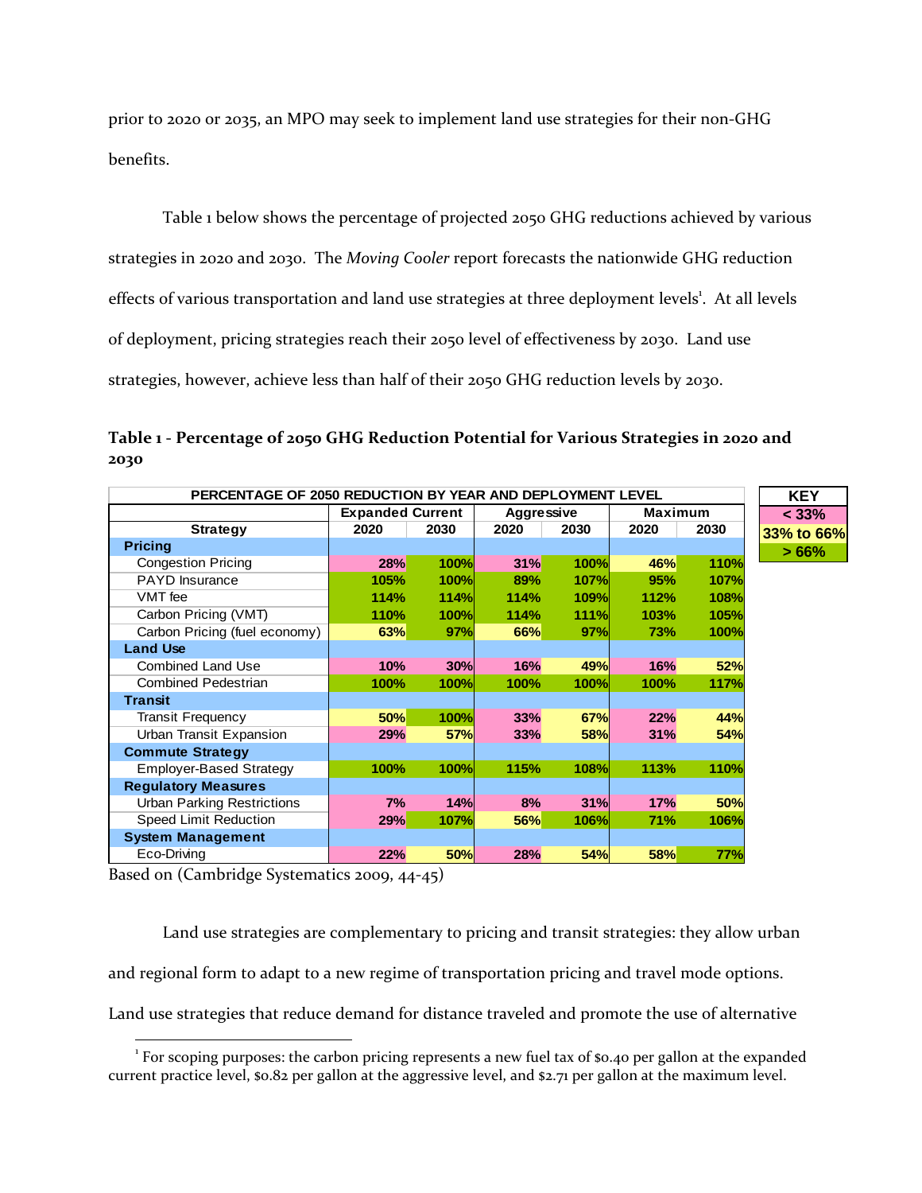prior to 2020 or 2035, an MPO may seek to implement land use strategies for their non-GHG benefits.

Table 1 below shows the percentage of projected 2050 GHG reductions achieved by various strategies in 2020 and 2030. The *Moving Cooler* report forecasts the nationwide GHG reduction effects of various transportation and land use strategies at three deployment levels[1]. At all levels of deployment, pricing strategies reach their 2050 level of effectiveness by 2030. Land use strategies, however, achieve less than half of their 2050 GHG reduction levels by 2030.

**Table 1 - Percentage of 2050 GHG Reduction Potential for Various Strategies in 2020 and 2030**

| PERCENTAGE OF 2050 REDUCTION BY YEAR AND DEPLOYMENT LEVEL | | | | | | |
|---|---|---|---|---|---|---|
| | Expanded Current | | Aggressive | | Maximum | |
| Strategy | 2020 | 2030 | 2020 | 2030 | 2020 | 2030 |
| **Pricing** | | | | | | |
| Congestion Pricing | 28% | 100% | 31% | 100% | 46% | 110% |
| PAYD Insurance | 105% | 100% | 89% | 107% | 95% | 107% |
| VMT fee | 114% | 114% | 114% | 109% | 112% | 108% |
| Carbon Pricing (VMT) | 110% | 100% | 114% | 111% | 103% | 105% |
| Carbon Pricing (fuel economy) | 63% | 97% | 66% | 97% | 73% | 100% |
| **Land Use** | | | | | | |
| Combined Land Use | 10% | 30% | 16% | 49% | 16% | 52% |
| Combined Pedestrian | 100% | 100% | 100% | 100% | 100% | 117% |
| **Transit** | | | | | | |
| Transit Frequency | 50% | 100% | 33% | 67% | 22% | 44% |
| Urban Transit Expansion | 29% | 57% | 33% | 58% | 31% | 54% |
| **Commute Strategy** | | | | | | |
| Employer-Based Strategy | 100% | 100% | 115% | 108% | 113% | 110% |
| **Regulatory Measures** | | | | | | |
| Urban Parking Restrictions | 7% | 14% | 8% | 31% | 17% | 50% |
| Speed Limit Reduction | 29% | 107% | 56% | 106% | 71% | 106% |
| **System Management** | | | | | | |
| Eco-Driving | 22% | 50% | 28% | 54% | 58% | 77% |

| KEY |
|---|
| < 33% |
| 33% to 66% |
| > 66% |

Based on (Cambridge Systematics 2009, 44-45)

Land use strategies are complementary to pricing and transit strategies: they allow urban and regional form to adapt to a new regime of transportation pricing and travel mode options. Land use strategies that reduce demand for distance traveled and promote the use of alternative

[1] For scoping purposes: the carbon pricing represents a new fuel tax of $0.40 per gallon at the expanded current practice level, $0.82 per gallon at the aggressive level, and $2.71 per gallon at the maximum level.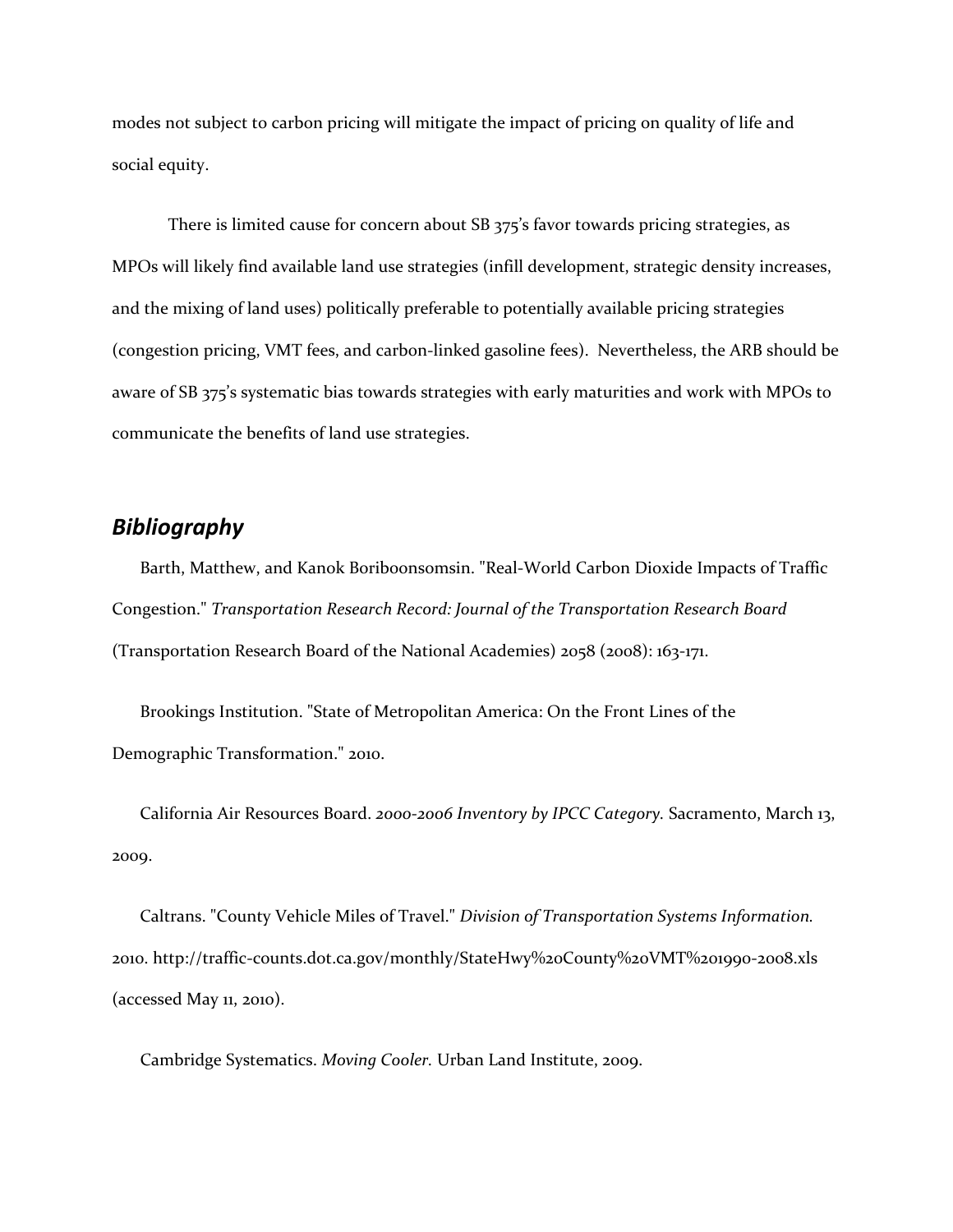modes not subject to carbon pricing will mitigate the impact of pricing on quality of life and social equity.

There is limited cause for concern about SB 375's favor towards pricing strategies, as MPOs will likely find available land use strategies (infill development, strategic density increases, and the mixing of land uses) politically preferable to potentially available pricing strategies (congestion pricing, VMT fees, and carbon-linked gasoline fees). Nevertheless, the ARB should be aware of SB 375's systematic bias towards strategies with early maturities and work with MPOs to communicate the benefits of land use strategies.

## Bibliography

Barth, Matthew, and Kanok Boriboonsomsin. "Real-World Carbon Dioxide Impacts of Traffic Congestion." *Transportation Research Record: Journal of the Transportation Research Board* (Transportation Research Board of the National Academies) 2058 (2008): 163-171.

Brookings Institution. "State of Metropolitan America: On the Front Lines of the Demographic Transformation." 2010.

California Air Resources Board. *2000-2006 Inventory by IPCC Category.* Sacramento, March 13, 2009.

Caltrans. "County Vehicle Miles of Travel." *Division of Transportation Systems Information.* 2010. http://traffic-counts.dot.ca.gov/monthly/StateHwy%20County%20VMT%201990-2008.xls (accessed May 11, 2010).

Cambridge Systematics. *Moving Cooler.* Urban Land Institute, 2009.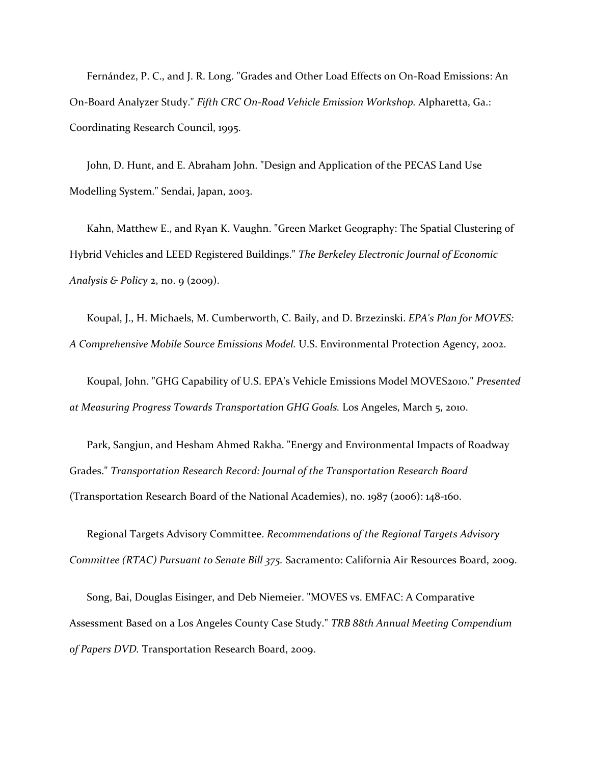Fernández, P. C., and J. R. Long. "Grades and Other Load Effects on On-Road Emissions: An On-Board Analyzer Study." *Fifth CRC On-Road Vehicle Emission Workshop.* Alpharetta, Ga.: Coordinating Research Council, 1995.

John, D. Hunt, and E. Abraham John. "Design and Application of the PECAS Land Use Modelling System." Sendai, Japan, 2003.

Kahn, Matthew E., and Ryan K. Vaughn. "Green Market Geography: The Spatial Clustering of Hybrid Vehicles and LEED Registered Buildings." *The Berkeley Electronic Journal of Economic Analysis & Policy* 2, no. 9 (2009).

Koupal, J., H. Michaels, M. Cumberworth, C. Baily, and D. Brzezinski. *EPA's Plan for MOVES: A Comprehensive Mobile Source Emissions Model.* U.S. Environmental Protection Agency, 2002.

Koupal, John. "GHG Capability of U.S. EPA's Vehicle Emissions Model MOVES2010." *Presented at Measuring Progress Towards Transportation GHG Goals.* Los Angeles, March 5, 2010.

Park, Sangjun, and Hesham Ahmed Rakha. "Energy and Environmental Impacts of Roadway Grades." *Transportation Research Record: Journal of the Transportation Research Board* (Transportation Research Board of the National Academies), no. 1987 (2006): 148-160.

Regional Targets Advisory Committee. *Recommendations of the Regional Targets Advisory Committee (RTAC) Pursuant to Senate Bill 375.* Sacramento: California Air Resources Board, 2009.

Song, Bai, Douglas Eisinger, and Deb Niemeier. "MOVES vs. EMFAC: A Comparative Assessment Based on a Los Angeles County Case Study." *TRB 88th Annual Meeting Compendium of Papers DVD.* Transportation Research Board, 2009.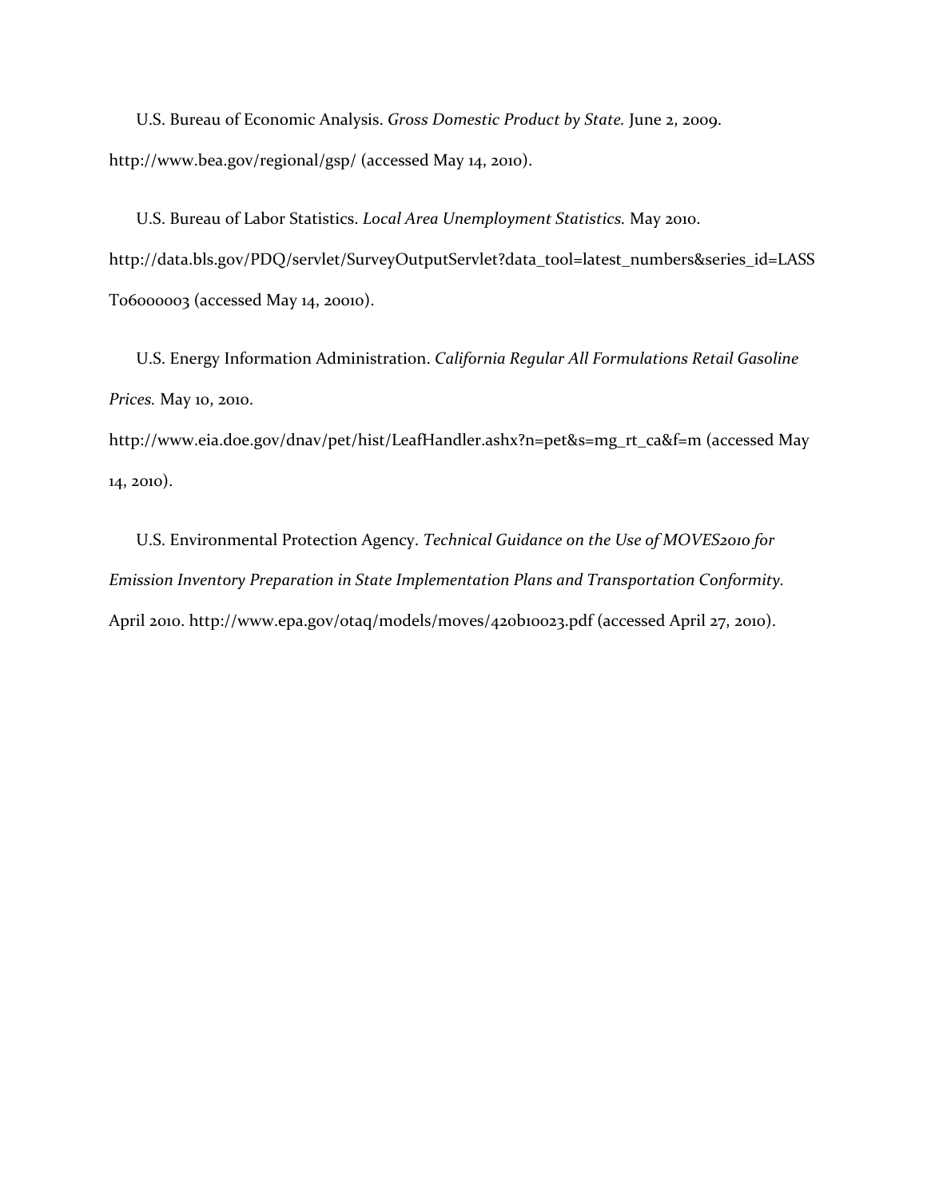U.S. Bureau of Economic Analysis. *Gross Domestic Product by State.* June 2, 2009. http://www.bea.gov/regional/gsp/ (accessed May 14, 2010).

U.S. Bureau of Labor Statistics. *Local Area Unemployment Statistics.* May 2010. http://data.bls.gov/PDQ/servlet/SurveyOutputServlet?data_tool=latest_numbers&series_id=LASST06000003 (accessed May 14, 20010).

U.S. Energy Information Administration. *California Regular All Formulations Retail Gasoline Prices.* May 10, 2010. http://www.eia.doe.gov/dnav/pet/hist/LeafHandler.ashx?n=pet&s=mg_rt_ca&f=m (accessed May 14, 2010).

U.S. Environmental Protection Agency. *Technical Guidance on the Use of MOVES2010 for Emission Inventory Preparation in State Implementation Plans and Transportation Conformity.* April 2010. http://www.epa.gov/otaq/models/moves/420b10023.pdf (accessed April 27, 2010).